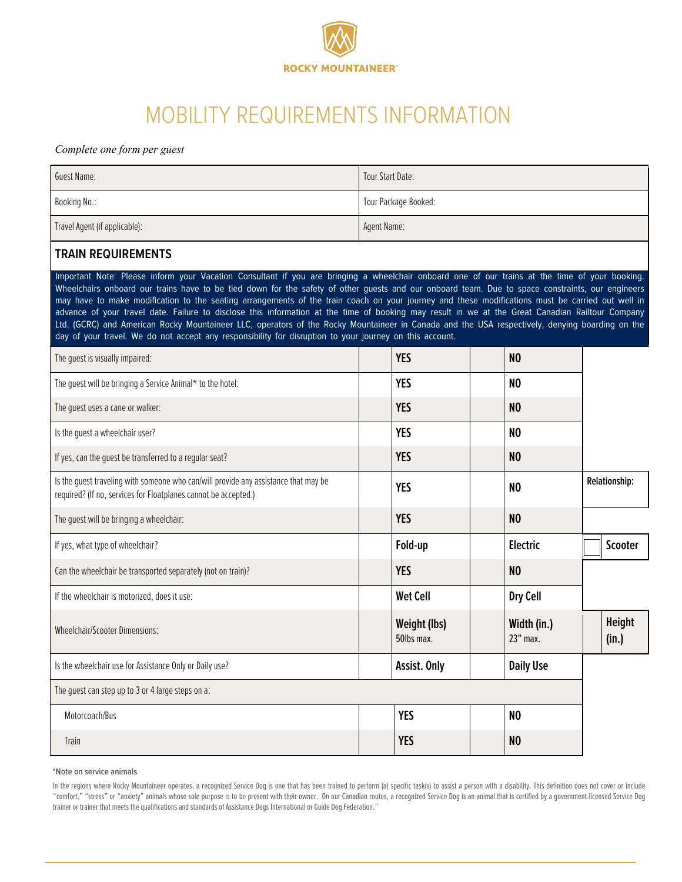ROCKY MOUNTAINEER®

# MOBILITY REQUIREMENTS INFORMATION

*Complete one form per guest*

| | |
|---|---|
| Guest Name: | Tour Start Date: |
| Booking No.: | Tour Package Booked: |
| Travel Agent (if applicable): | Agent Name: |

## TRAIN REQUIREMENTS

Important Note: Please inform your Vacation Consultant if you are bringing a wheelchair onboard one of our trains at the time of your booking. Wheelchairs onboard our trains have to be tied down for the safety of other guests and our onboard team. Due to space constraints, our engineers may have to make modification to the seating arrangements of the train coach on your journey and these modifications must be carried out well in advance of your travel date. Failure to disclose this information at the time of booking may result in we at the Great Canadian Railtour Company Ltd. (GCRC) and American Rocky Mountaineer LLC, operators of the Rocky Mountaineer in Canada and the USA respectively, denying boarding on the day of your travel. We do not accept any responsibility for disruption to your journey on this account.

| | | | | | | |
|---|---|---|---|---|---|---|
| The guest is visually impaired: | | **YES** | | **NO** | | |
| The guest will be bringing a Service Animal* to the hotel: | | **YES** | | **NO** | | |
| The guest uses a cane or walker: | | **YES** | | **NO** | | |
| Is the guest a wheelchair user? | | **YES** | | **NO** | | |
| If yes, can the guest be transferred to a regular seat? | | **YES** | | **NO** | | |
| Is the guest traveling with someone who can/will provide any assistance that may be required? (If no, services for Floatplanes cannot be accepted.) | | **YES** | | **NO** | **Relationship:** | |
| The guest will be bringing a wheelchair: | | **YES** | | **NO** | | |
| If yes, what type of wheelchair? | | **Fold-up** | | **Electric** | | **Scooter** |
| Can the wheelchair be transported separately (not on train)? | | **YES** | | **NO** | | |
| If the wheelchair is motorized, does it use: | | **Wet Cell** | | **Dry Cell** | | |
| Wheelchair/Scooter Dimensions: | | **Weight (lbs)** 50lbs max. | | **Width (in.)** 23" max. | | **Height (in.)** |
| Is the wheelchair use for Assistance Only or Daily use? | | **Assist. Only** | | **Daily Use** | | |
| The guest can step up to 3 or 4 large steps on a: | | | | | | |
| Motorcoach/Bus | | **YES** | | **NO** | | |
| Train | | **YES** | | **NO** | | |

**\*Note on service animals**

In the regions where Rocky Mountaineer operates, a recognized Service Dog is one that has been trained to perform (a) specific task(s) to assist a person with a disability. This definition does not cover or include "comfort," "stress" or "anxiety" animals whose sole purpose is to be present with their owner. On our Canadian routes, a recognized Service Dog is an animal that is certified by a government-licensed Service Dog trainer or trainer that meets the qualifications and standards of Assistance Dogs International or Guide Dog Federation."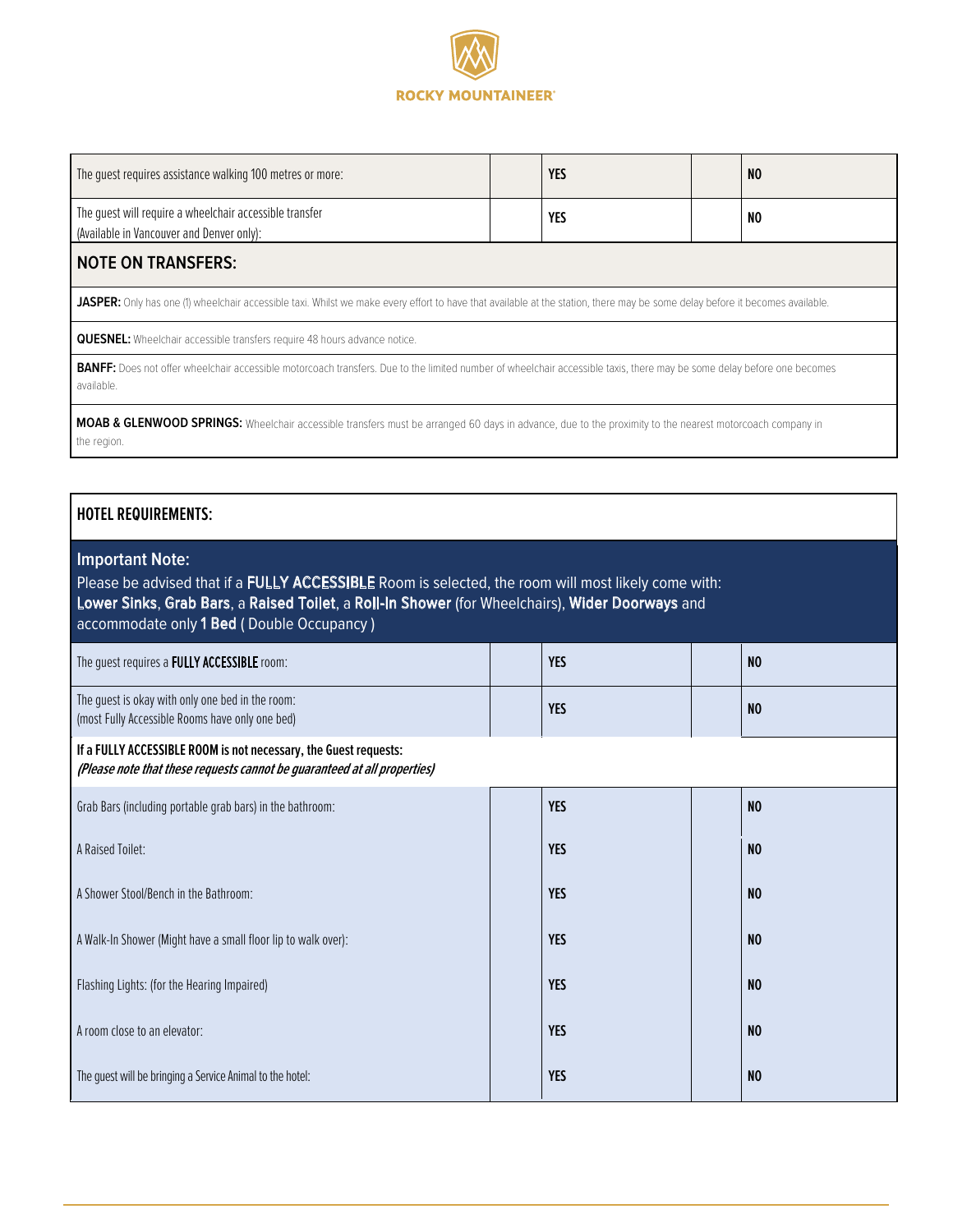ROCKY MOUNTAINEER®

| | | | | |
|---|---|---|---|---|
| The guest requires assistance walking 100 metres or more: | | **YES** | | **NO** |
| The guest will require a wheelchair accessible transfer (Available in Vancouver and Denver only): | | **YES** | | **NO** |

## NOTE ON TRANSFERS:

**JASPER:** Only has one (1) wheelchair accessible taxi. Whilst we make every effort to have that available at the station, there may be some delay before it becomes available.

**QUESNEL:** Wheelchair accessible transfers require 48 hours advance notice.

**BANFF:** Does not offer wheelchair accessible motorcoach transfers. Due to the limited number of wheelchair accessible taxis, there may be some delay before one becomes available.

**MOAB & GLENWOOD SPRINGS:** Wheelchair accessible transfers must be arranged 60 days in advance, due to the proximity to the nearest motorcoach company in the region.

## HOTEL REQUIREMENTS:

**Important Note:**
Please be advised that if a **FULLY ACCESSIBLE** Room is selected, the room will most likely come with: **Lower Sinks**, **Grab Bars**, a **Raised Toilet**, a **Roll-In Shower** (for Wheelchairs), **Wider Doorways** and accommodate only **1 Bed** ( Double Occupancy )

| | | | | |
|---|---|---|---|---|
| The guest requires a **FULLY ACCESSIBLE** room: | | **YES** | | **NO** |
| The guest is okay with only one bed in the room: (most Fully Accessible Rooms have only one bed) | | **YES** | | **NO** |

**If a FULLY ACCESSIBLE ROOM is not necessary, the Guest requests:**
***(Please note that these requests cannot be guaranteed at all properties)***

| | | | | |
|---|---|---|---|---|
| Grab Bars (including portable grab bars) in the bathroom: | | **YES** | | **NO** |
| A Raised Toilet: | | **YES** | | **NO** |
| A Shower Stool/Bench in the Bathroom: | | **YES** | | **NO** |
| A Walk-In Shower (Might have a small floor lip to walk over): | | **YES** | | **NO** |
| Flashing Lights: (for the Hearing Impaired) | | **YES** | | **NO** |
| A room close to an elevator: | | **YES** | | **NO** |
| The guest will be bringing a Service Animal to the hotel: | | **YES** | | **NO** |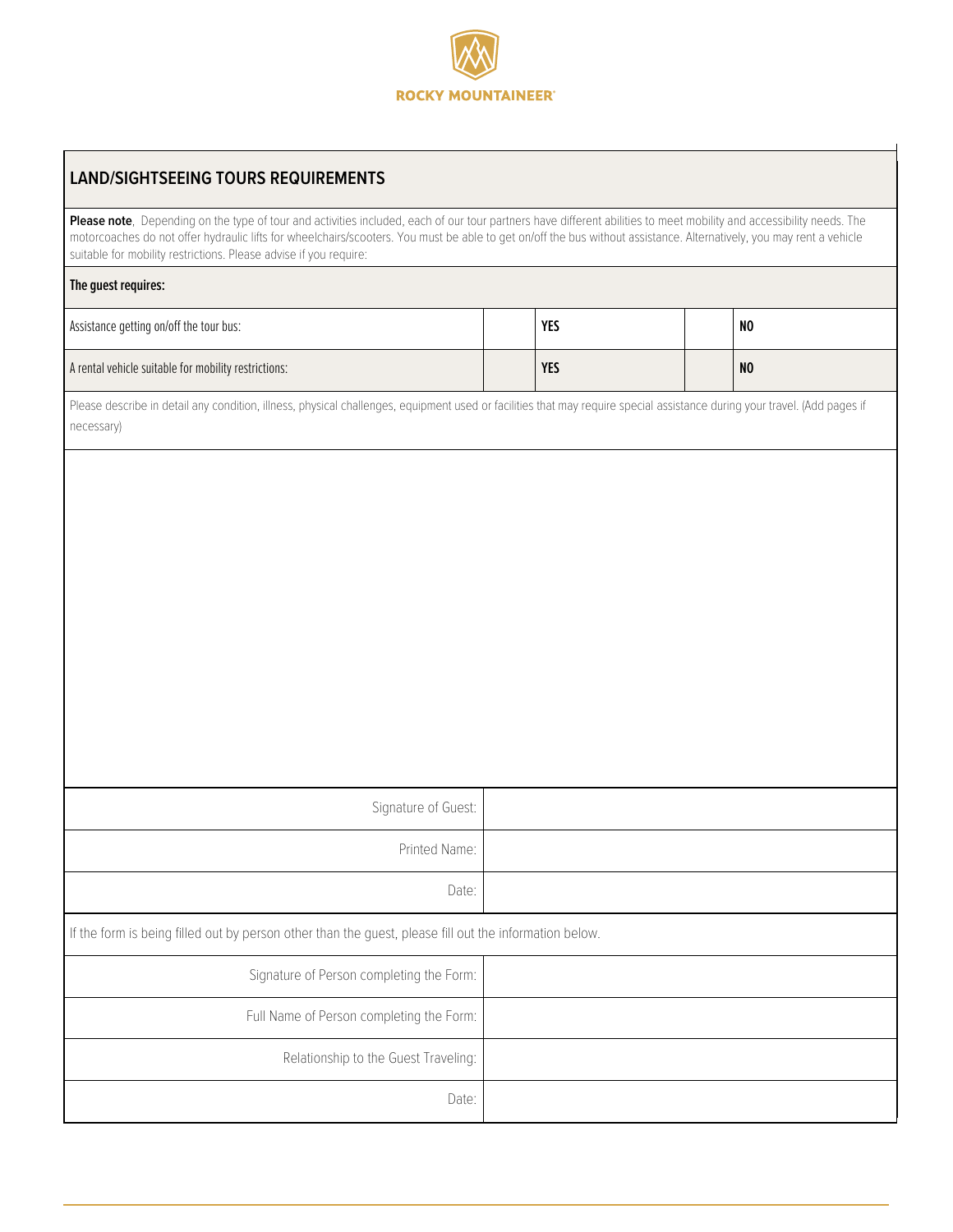ROCKY MOUNTAINEER®

## LAND/SIGHTSEEING TOURS REQUIREMENTS

**Please note**, Depending on the type of tour and activities included, each of our tour partners have different abilities to meet mobility and accessibility needs. The motorcoaches do not offer hydraulic lifts for wheelchairs/scooters. You must be able to get on/off the bus without assistance. Alternatively, you may rent a vehicle suitable for mobility restrictions. Please advise if you require:

**The guest requires:**

| | | | | |
|---|---|---|---|---|
| Assistance getting on/off the tour bus: | | **YES** | | **NO** |
| A rental vehicle suitable for mobility restrictions: | | **YES** | | **NO** |

Please describe in detail any condition, illness, physical challenges, equipment used or facilities that may require special assistance during your travel. (Add pages if necessary)

| | |
|---|---|
| Signature of Guest: | |
| Printed Name: | |
| Date: | |

If the form is being filled out by person other than the guest, please fill out the information below.

| | |
|---|---|
| Signature of Person completing the Form: | |
| Full Name of Person completing the Form: | |
| Relationship to the Guest Traveling: | |
| Date: | |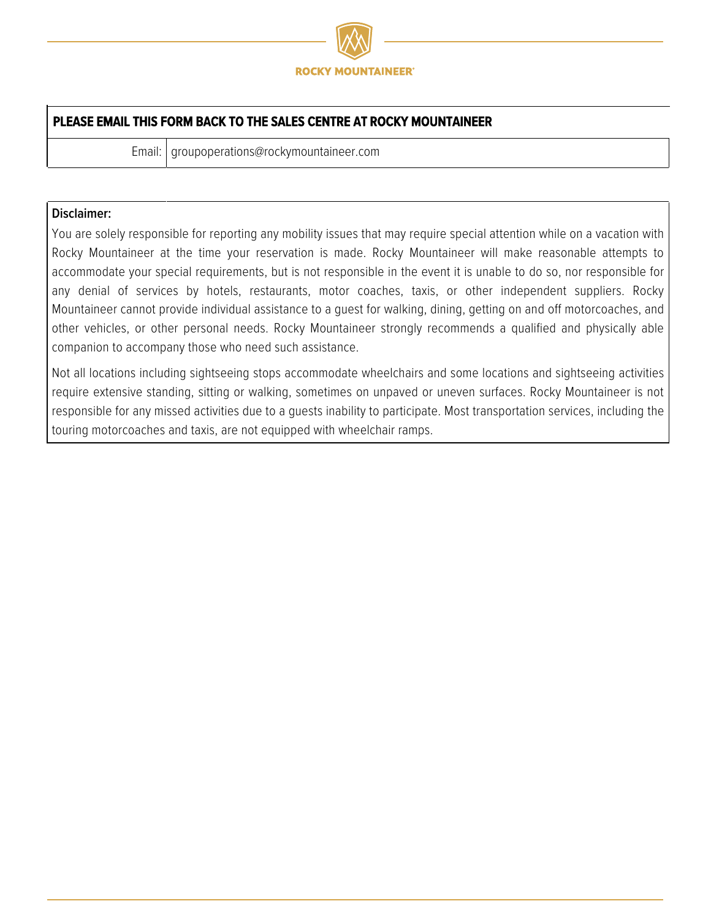ROCKY MOUNTAINEER®

| PLEASE EMAIL THIS FORM BACK TO THE SALES CENTRE AT ROCKY MOUNTAINEER | |
| --- | --- |
| Email: | groupoperations@rockymountaineer.com |

**Disclaimer:**

You are solely responsible for reporting any mobility issues that may require special attention while on a vacation with Rocky Mountaineer at the time your reservation is made. Rocky Mountaineer will make reasonable attempts to accommodate your special requirements, but is not responsible in the event it is unable to do so, nor responsible for any denial of services by hotels, restaurants, motor coaches, taxis, or other independent suppliers. Rocky Mountaineer cannot provide individual assistance to a guest for walking, dining, getting on and off motorcoaches, and other vehicles, or other personal needs. Rocky Mountaineer strongly recommends a qualified and physically able companion to accompany those who need such assistance.

Not all locations including sightseeing stops accommodate wheelchairs and some locations and sightseeing activities require extensive standing, sitting or walking, sometimes on unpaved or uneven surfaces. Rocky Mountaineer is not responsible for any missed activities due to a guests inability to participate. Most transportation services, including the touring motorcoaches and taxis, are not equipped with wheelchair ramps.